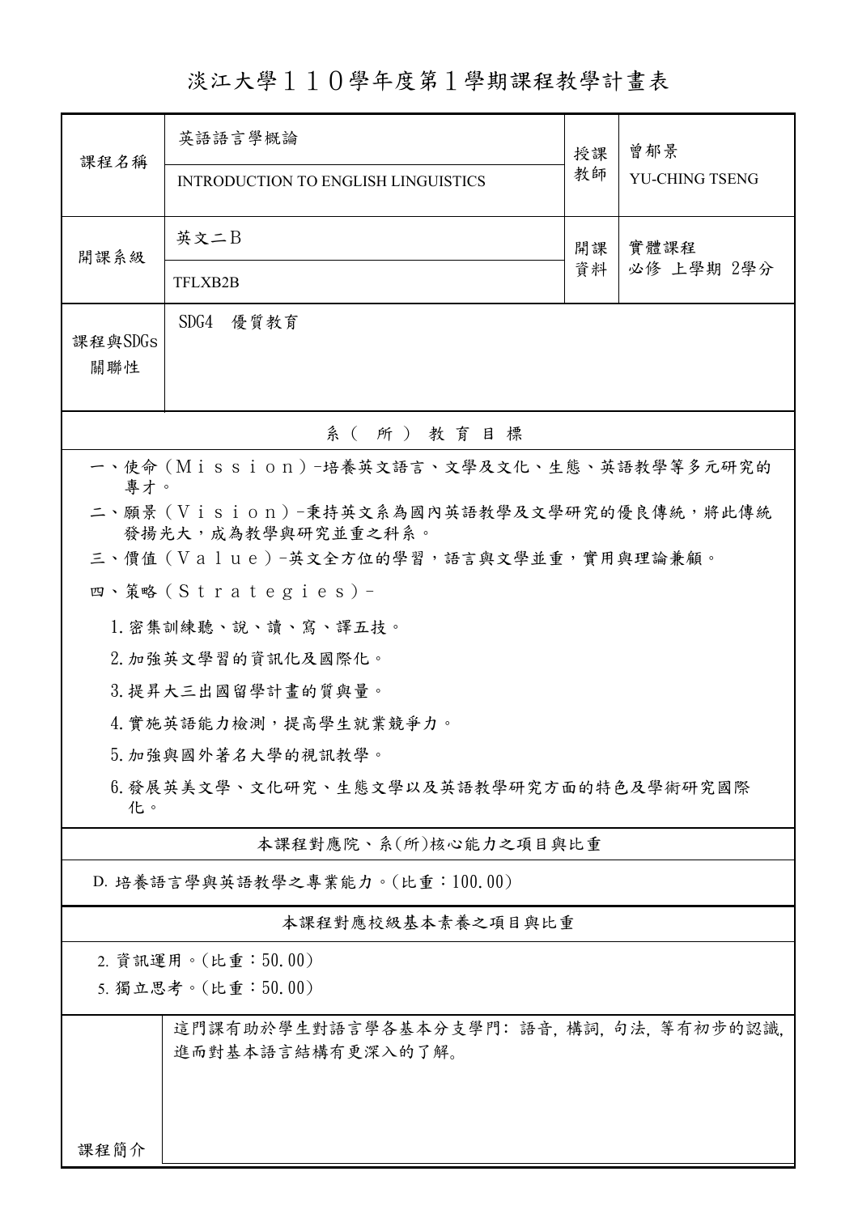# 淡江大學１１０學年度第１學期課程教學計畫表

| | | | |
|---|---|---|---|
| 課程名稱 | 英語語言學概論<br>INTRODUCTION TO ENGLISH LINGUISTICS | 授課教師 | 曾郁景<br>YU-CHING TSENG |
| 開課系級 | 英文二B<br>TFLXB2B | 開課資料 | 實體課程<br>必修 上學期 2學分 |
| 課程與SDGs關聯性 | SDG4 優質教育 | | |

## 系（所）教育目標

一、使命（Ｍｉｓｓｉｏｎ）-培養英文語言、文學及文化、生態、英語教學等多元研究的專才。

二、願景（Ｖｉｓｉｏｎ）-秉持英文系為國內英語教學及文學研究的優良傳統，將此傳統發揚光大，成為教學與研究並重之科系。

三、價值（Ｖａｌｕｅ）-英文全方位的學習，語言與文學並重，實用與理論兼顧。

四、策略（Ｓｔｒａｔｅｇｉｅｓ）-

1. 密集訓練聽、說、讀、寫、譯五技。
2. 加強英文學習的資訊化及國際化。
3. 提昇大三出國留學計畫的質與量。
4. 實施英語能力檢測，提高學生就業競爭力。
5. 加強與國外著名大學的視訊教學。
6. 發展英美文學、文化研究、生態文學以及英語教學研究方面的特色及學術研究國際化。

## 本課程對應院、系(所)核心能力之項目與比重

D. 培養語言學與英語教學之專業能力。(比重：100.00)

## 本課程對應校級基本素養之項目與比重

2. 資訊運用。(比重：50.00)
5. 獨立思考。(比重：50.00)

## 課程簡介

這門課有助於學生對語言學各基本分支學門: 語音, 構詞, 句法, 等有初步的認識, 進而對基本語言結構有更深入的了解。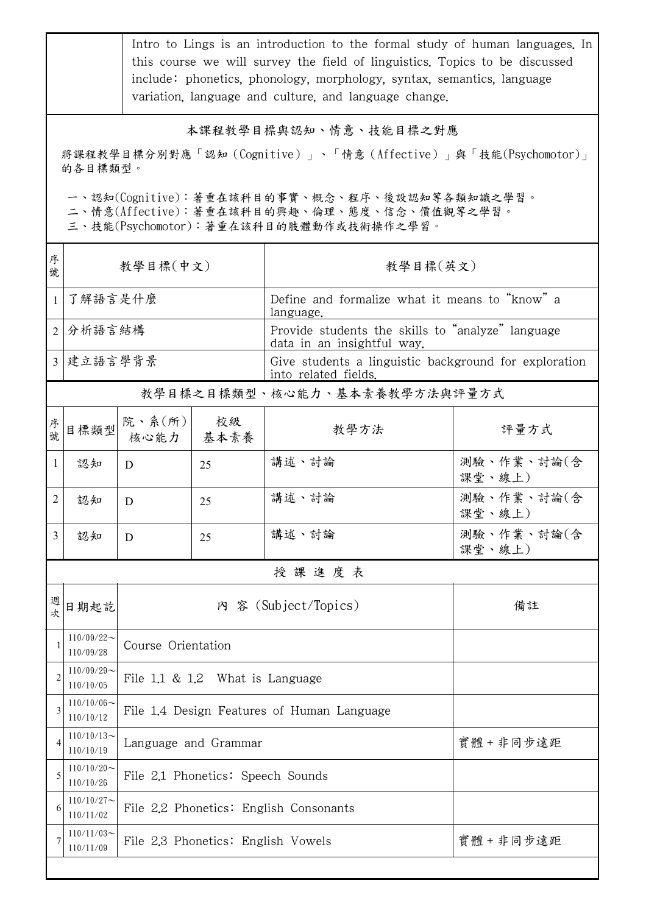| | |
|---|---|
| | Intro to Lings is an introduction to the formal study of human languages. In this course we will survey the field of linguistics. Topics to be discussed include: phonetics, phonology, morphology, syntax, semantics, language variation, language and culture, and language change. |

## 本課程教學目標與認知、情意、技能目標之對應

將課程教學目標分別對應「認知（Cognitive）」、「情意（Affective）」與「技能(Psychomotor)」的各目標類型。

一、認知(Cognitive)：著重在該科目的事實、概念、程序、後設認知等各類知識之學習。
二、情意(Affective)：著重在該科目的興趣、倫理、態度、信念、價值觀等之學習。
三、技能(Psychomotor)：著重在該科目的肢體動作或技術操作之學習。

| 序號 | 教學目標(中文) | 教學目標(英文) |
|---|---|---|
| 1 | 了解語言是什麼 | Define and formalize what it means to “know” a language. |
| 2 | 分析語言結構 | Provide students the skills to “analyze” language data in an insightful way. |
| 3 | 建立語言學背景 | Give students a linguistic background for exploration into related fields. |

## 教學目標之目標類型、核心能力、基本素養教學方法與評量方式

| 序號 | 目標類型 | 院、系(所)核心能力 | 校級基本素養 | 教學方法 | 評量方式 |
|---|---|---|---|---|---|
| 1 | 認知 | D | 25 | 講述、討論 | 測驗、作業、討論(含課堂、線上) |
| 2 | 認知 | D | 25 | 講述、討論 | 測驗、作業、討論(含課堂、線上) |
| 3 | 認知 | D | 25 | 講述、討論 | 測驗、作業、討論(含課堂、線上) |

## 授 課 進 度 表

| 週次 | 日期起訖 | 內 容 (Subject/Topics) | 備註 |
|---|---|---|---|
| 1 | 110/09/22～110/09/28 | Course Orientation | |
| 2 | 110/09/29～110/10/05 | File 1.1 & 1.2 What is Language | |
| 3 | 110/10/06～110/10/12 | File 1.4 Design Features of Human Language | |
| 4 | 110/10/13～110/10/19 | Language and Grammar | 實體＋非同步遠距 |
| 5 | 110/10/20～110/10/26 | File 2.1 Phonetics: Speech Sounds | |
| 6 | 110/10/27～110/11/02 | File 2.2 Phonetics: English Consonants | |
| 7 | 110/11/03～110/11/09 | File 2.3 Phonetics: English Vowels | 實體＋非同步遠距 |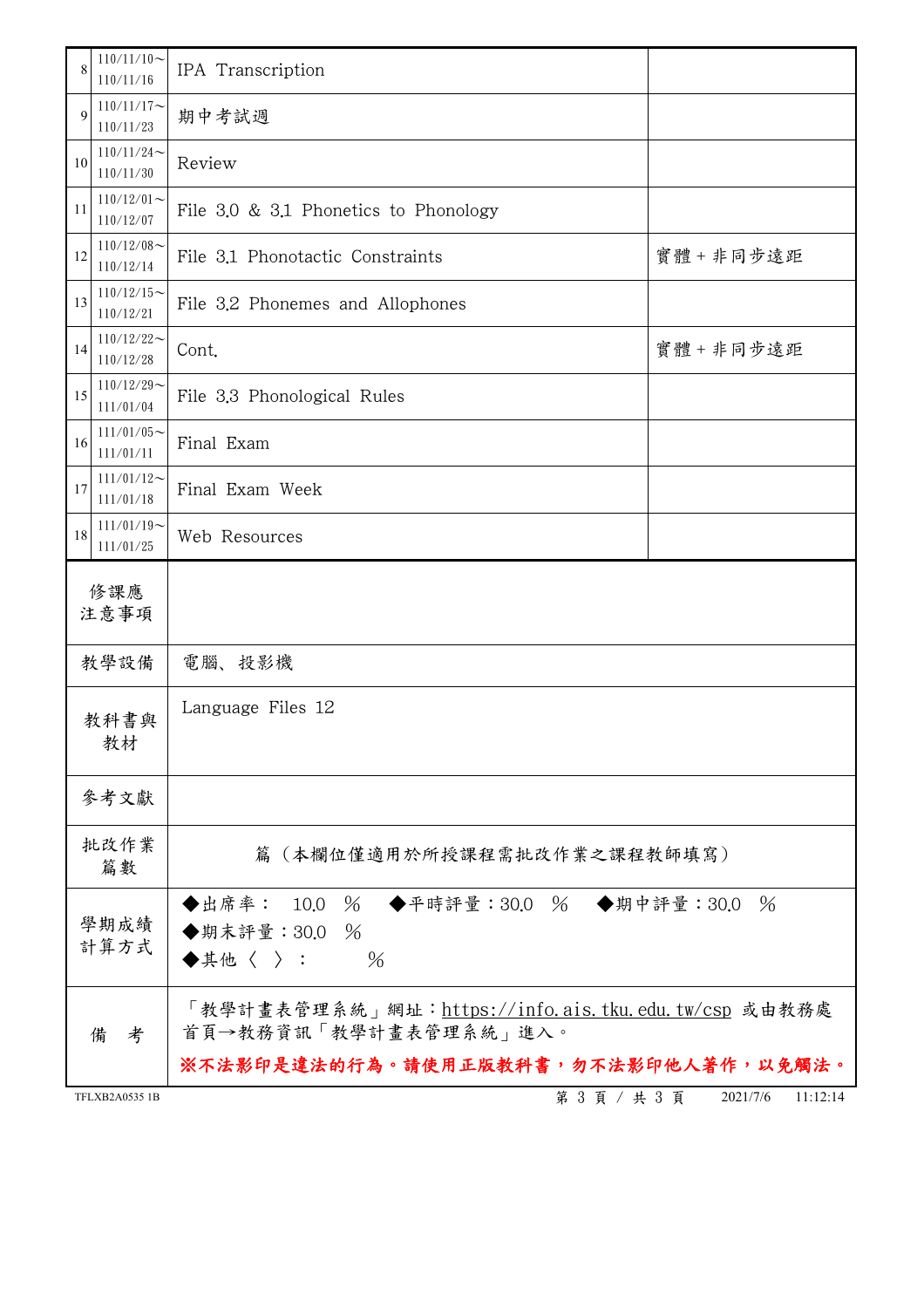| | | | |
|---|---|---|---|
| 8 | 110/11/10～<br>110/11/16 | IPA Transcription | |
| 9 | 110/11/17～<br>110/11/23 | 期中考試週 | |
| 10 | 110/11/24～<br>110/11/30 | Review | |
| 11 | 110/12/01～<br>110/12/07 | File 3.0 & 3.1 Phonetics to Phonology | |
| 12 | 110/12/08～<br>110/12/14 | File 3.1 Phonotactic Constraints | 實體＋非同步遠距 |
| 13 | 110/12/15～<br>110/12/21 | File 3.2 Phonemes and Allophones | |
| 14 | 110/12/22～<br>110/12/28 | Cont. | 實體＋非同步遠距 |
| 15 | 110/12/29～<br>111/01/04 | File 3.3 Phonological Rules | |
| 16 | 111/01/05～<br>111/01/11 | Final Exam | |
| 17 | 111/01/12～<br>111/01/18 | Final Exam Week | |
| 18 | 111/01/19～<br>111/01/25 | Web Resources | |

| | |
|---|---|
| 修課應注意事項 | |
| 教學設備 | 電腦、投影機 |
| 教科書與教材 | Language Files 12 |
| 參考文獻 | |
| 批改作業篇數 | 篇（本欄位僅適用於所授課程需批改作業之課程教師填寫） |
| 學期成績計算方式 | ◆出席率： 10.0 ％ ◆平時評量：30.0 ％ ◆期中評量：30.0 ％<br>◆期末評量：30.0 ％<br>◆其他〈 〉： ％ |
| 備　考 | 「教學計畫表管理系統」網址：https://info.ais.tku.edu.tw/csp 或由教務處首頁→教務資訊「教學計畫表管理系統」進入。<br>**※不法影印是違法的行為。請使用正版教科書，勿不法影印他人著作，以免觸法。** |

TFLXB2A0535 1B　　2021/7/6　11:12:14